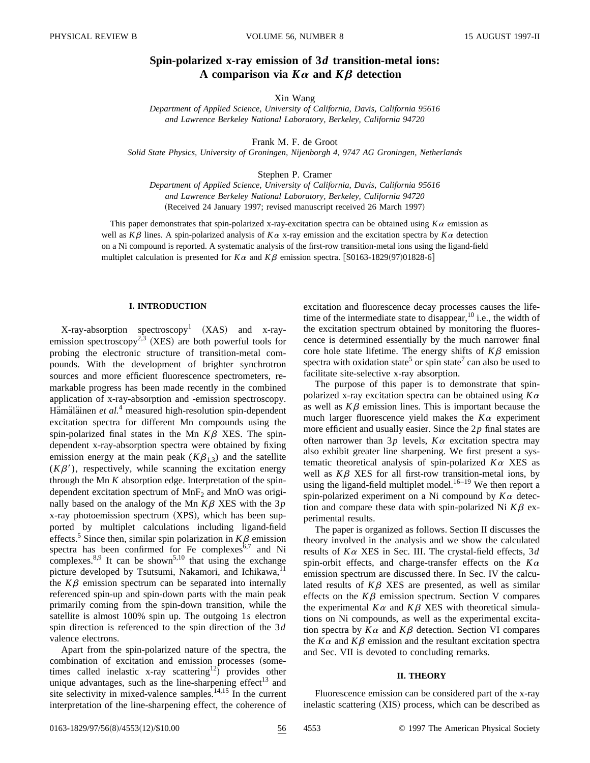# Spin-polarized x-ray emission of 3*d* transition-metal ions: A comparison via $K\alpha$ and $K\beta$ detection

Xin Wang

*Department of Applied Science, University of California, Davis, California 95616 and Lawrence Berkeley National Laboratory, Berkeley, California 94720*

Frank M. F. de Groot

*Solid State Physics, University of Groningen, Nijenborgh 4, 9747 AG Groningen, Netherlands*

Stephen P. Cramer

*Department of Applied Science, University of California, Davis, California 95616 and Lawrence Berkeley National Laboratory, Berkeley, California 94720*

(Received 24 January 1997; revised manuscript received 26 March 1997)

This paper demonstrates that spin-polarized x-ray-excitation spectra can be obtained using $K\alpha$ emission as well as $K\beta$ lines. A spin-polarized analysis of $K\alpha$ x-ray emission and the excitation spectra by $K\alpha$ detection on a Ni compound is reported. A systematic analysis of the first-row transition-metal ions using the ligand-field multiplet calculation is presented for $K\alpha$ and $K\beta$ emission spectra. [S0163-1829(97)01828-6]

## I. INTRODUCTION

X-ray-absorption spectroscopy[1] (XAS) and x-ray-emission spectroscopy[2,3] (XES) are both powerful tools for probing the electronic structure of transition-metal compounds. With the development of brighter synchrotron sources and more efficient fluorescence spectrometers, remarkable progress has been made recently in the combined application of x-ray-absorption and -emission spectroscopy. Hämäläinen *et al.*[4] measured high-resolution spin-dependent excitation spectra for different Mn compounds using the spin-polarized final states in the Mn $K\beta$ XES. The spin-dependent x-ray-absorption spectra were obtained by fixing emission energy at the main peak ($K\beta_{1,3}$) and the satellite ($K\beta'$), respectively, while scanning the excitation energy through the Mn $K$ absorption edge. Interpretation of the spin-dependent excitation spectrum of $MnF_2$ and MnO was originally based on the analogy of the Mn $K\beta$ XES with the 3$p$ x-ray photoemission spectrum (XPS), which has been supported by multiplet calculations including ligand-field effects.[5] Since then, similar spin polarization in $K\beta$ emission spectra has been confirmed for Fe complexes[6,7] and Ni complexes.[8,9] It can be shown[5,10] that using the exchange picture developed by Tsutsumi, Nakamori, and Ichikawa,[11] the $K\beta$ emission spectrum can be separated into internally referenced spin-up and spin-down parts with the main peak primarily coming from the spin-down transition, while the satellite is almost 100% spin up. The outgoing 1$s$ electron spin direction is referenced to the spin direction of the 3$d$ valence electrons.

Apart from the spin-polarized nature of the spectra, the combination of excitation and emission processes (sometimes called inelastic x-ray scattering[12]) provides other unique advantages, such as the line-sharpening effect[13] and site selectivity in mixed-valence samples.[14,15] In the current interpretation of the line-sharpening effect, the coherence of excitation and fluorescence decay processes causes the lifetime of the intermediate state to disappear,[10] i.e., the width of the excitation spectrum obtained by monitoring the fluorescence is determined essentially by the much narrower final core hole state lifetime. The energy shifts of $K\beta$ emission spectra with oxidation state[5] or spin state[7] can also be used to facilitate site-selective x-ray absorption.

The purpose of this paper is to demonstrate that spin-polarized x-ray excitation spectra can be obtained using $K\alpha$ as well as $K\beta$ emission lines. This is important because the much larger fluorescence yield makes the $K\alpha$ experiment more efficient and usually easier. Since the 2$p$ final states are often narrower than 3$p$ levels, $K\alpha$ excitation spectra may also exhibit greater line sharpening. We first present a systematic theoretical analysis of spin-polarized $K\alpha$ XES as well as $K\beta$ XES for all first-row transition-metal ions, by using the ligand-field multiplet model.[16–19] We then report a spin-polarized experiment on a Ni compound by $K\alpha$ detection and compare these data with spin-polarized Ni $K\beta$ experimental results.

The paper is organized as follows. Section II discusses the theory involved in the analysis and we show the calculated results of $K\alpha$ XES in Sec. III. The crystal-field effects, 3$d$ spin-orbit effects, and charge-transfer effects on the $K\alpha$ emission spectrum are discussed there. In Sec. IV the calculated results of $K\beta$ XES are presented, as well as similar effects on the $K\beta$ emission spectrum. Section V compares the experimental $K\alpha$ and $K\beta$ XES with theoretical simulations on Ni compounds, as well as the experimental excitation spectra by $K\alpha$ and $K\beta$ detection. Section VI compares the $K\alpha$ and $K\beta$ emission and the resultant excitation spectra and Sec. VII is devoted to concluding remarks.

## II. THEORY

Fluorescence emission can be considered part of the x-ray inelastic scattering (XIS) process, which can be described as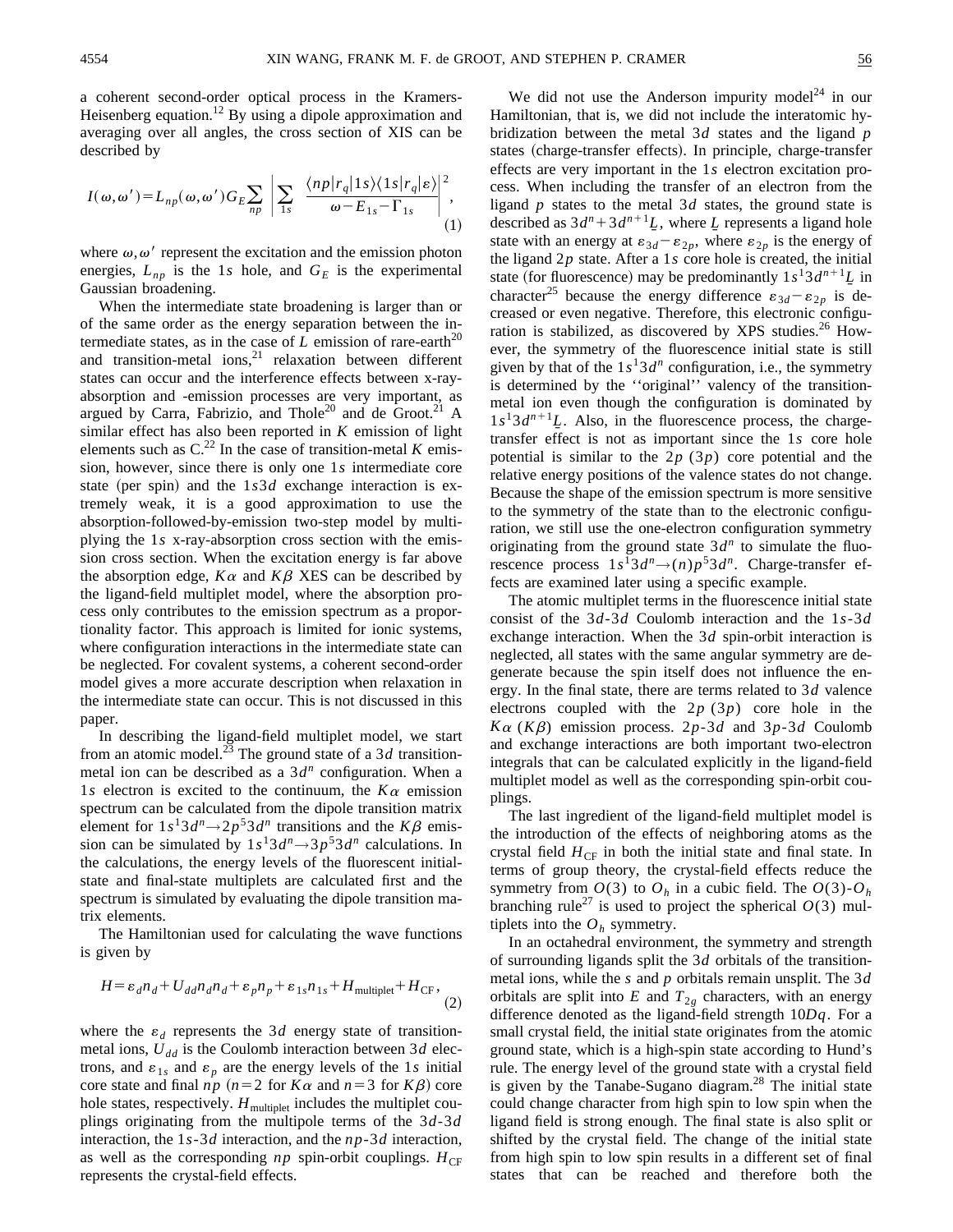a coherent second-order optical process in the Kramers-Heisenberg equation.[12] By using a dipole approximation and averaging over all angles, the cross section of XIS can be described by

$$I(\omega,\omega')=L_{np}(\omega,\omega')G_E\sum_{np}\left|\sum_{1s}\frac{\langle np|r_q|1s\rangle\langle 1s|r_q|\varepsilon\rangle}{\omega-E_{1s}-\Gamma_{1s}}\right|^2, \tag{1}$$

where $\omega,\omega'$ represent the excitation and the emission photon energies, $L_{np}$ is the $1s$ hole, and $G_E$ is the experimental Gaussian broadening.

When the intermediate state broadening is larger than or of the same order as the energy separation between the intermediate states, as in the case of $L$ emission of rare-earth[20] and transition-metal ions,[21] relaxation between different states can occur and the interference effects between x-ray-absorption and -emission processes are very important, as argued by Carra, Fabrizio, and Thole[20] and de Groot.[21] A similar effect has also been reported in $K$ emission of light elements such as C.[22] In the case of transition-metal $K$ emission, however, since there is only one $1s$ intermediate core state (per spin) and the $1s3d$ exchange interaction is extremely weak, it is a good approximation to use the absorption-followed-by-emission two-step model by multiplying the $1s$ x-ray-absorption cross section with the emission cross section. When the excitation energy is far above the absorption edge, $K\alpha$ and $K\beta$ XES can be described by the ligand-field multiplet model, where the absorption process only contributes to the emission spectrum as a proportionality factor. This approach is limited for ionic systems, where configuration interactions in the intermediate state can be neglected. For covalent systems, a coherent second-order model gives a more accurate description when relaxation in the intermediate state can occur. This is not discussed in this paper.

In describing the ligand-field multiplet model, we start from an atomic model.[23] The ground state of a $3d$ transition-metal ion can be described as a $3d^n$ configuration. When a $1s$ electron is excited to the continuum, the $K\alpha$ emission spectrum can be calculated from the dipole transition matrix element for $1s^13d^n\rightarrow 2p^53d^n$ transitions and the $K\beta$ emission can be simulated by $1s^13d^n\rightarrow 3p^53d^n$ calculations. In the calculations, the energy levels of the fluorescent initial-state and final-state multiplets are calculated first and the spectrum is simulated by evaluating the dipole transition matrix elements.

The Hamiltonian used for calculating the wave functions is given by

$$H=\varepsilon_d n_d+U_{dd}n_d n_d+\varepsilon_p n_p+\varepsilon_{1s}n_{1s}+H_{\text{multiplet}}+H_{\text{CF}}, \tag{2}$$

where the $\varepsilon_d$ represents the $3d$ energy state of transition-metal ions, $U_{dd}$ is the Coulomb interaction between $3d$ electrons, and $\varepsilon_{1s}$ and $\varepsilon_p$ are the energy levels of the $1s$ initial core state and final $np$ ($n=2$ for $K\alpha$ and $n=3$ for $K\beta$) core hole states, respectively. $H_{\text{multiplet}}$ includes the multiplet couplings originating from the multipole terms of the $3d$-$3d$ interaction, the $1s$-$3d$ interaction, and the $np$-$3d$ interaction, as well as the corresponding $np$ spin-orbit couplings. $H_{\text{CF}}$ represents the crystal-field effects.

We did not use the Anderson impurity model[24] in our Hamiltonian, that is, we did not include the interatomic hybridization between the metal $3d$ states and the ligand $p$ states (charge-transfer effects). In principle, charge-transfer effects are very important in the $1s$ electron excitation process. When including the transfer of an electron from the ligand $p$ states to the metal $3d$ states, the ground state is described as $3d^n+3d^{n+1}\underline{L}$, where $\underline{L}$ represents a ligand hole state with an energy at $\varepsilon_{3d}-\varepsilon_{2p}$, where $\varepsilon_{2p}$ is the energy of the ligand $2p$ state. After a $1s$ core hole is created, the initial state (for fluorescence) may be predominantly $1s^13d^{n+1}\underline{L}$ in character[25] because the energy difference $\varepsilon_{3d}-\varepsilon_{2p}$ is decreased or even negative. Therefore, this electronic configuration is stabilized, as discovered by XPS studies.[26] However, the symmetry of the fluorescence initial state is still given by that of the $1s^13d^n$ configuration, i.e., the symmetry is determined by the ''original'' valency of the transition-metal ion even though the configuration is dominated by $1s^13d^{n+1}\underline{L}$. Also, in the fluorescence process, the charge-transfer effect is not as important since the $1s$ core hole potential is similar to the $2p$ ($3p$) core potential and the relative energy positions of the valence states do not change. Because the shape of the emission spectrum is more sensitive to the symmetry of the state than to the electronic configuration, we still use the one-electron configuration symmetry originating from the ground state $3d^n$ to simulate the fluorescence process $1s^13d^n\rightarrow(n)p^53d^n$. Charge-transfer effects are examined later using a specific example.

The atomic multiplet terms in the fluorescence initial state consist of the $3d$-$3d$ Coulomb interaction and the $1s$-$3d$ exchange interaction. When the $3d$ spin-orbit interaction is neglected, all states with the same angular symmetry are degenerate because the spin itself does not influence the energy. In the final state, there are terms related to $3d$ valence electrons coupled with the $2p$ ($3p$) core hole in the $K\alpha$ ($K\beta$) emission process. $2p$-$3d$ and $3p$-$3d$ Coulomb and exchange interactions are both important two-electron integrals that can be calculated explicitly in the ligand-field multiplet model as well as the corresponding spin-orbit couplings.

The last ingredient of the ligand-field multiplet model is the introduction of the effects of neighboring atoms as the crystal field $H_{\text{CF}}$ in both the initial state and final state. In terms of group theory, the crystal-field effects reduce the symmetry from $O(3)$ to $O_h$ in a cubic field. The $O(3)$-$O_h$ branching rule[27] is used to project the spherical $O(3)$ multiplets into the $O_h$ symmetry.

In an octahedral environment, the symmetry and strength of surrounding ligands split the $3d$ orbitals of the transition-metal ions, while the $s$ and $p$ orbitals remain unsplit. The $3d$ orbitals are split into $E$ and $T_{2g}$ characters, with an energy difference denoted as the ligand-field strength $10Dq$. For a small crystal field, the initial state originates from the atomic ground state, which is a high-spin state according to Hund's rule. The energy level of the ground state with a crystal field is given by the Tanabe-Sugano diagram.[28] The initial state could change character from high spin to low spin when the ligand field is strong enough. The final state is also split or shifted by the crystal field. The change of the initial state from high spin to low spin results in a different set of final states that can be reached and therefore both the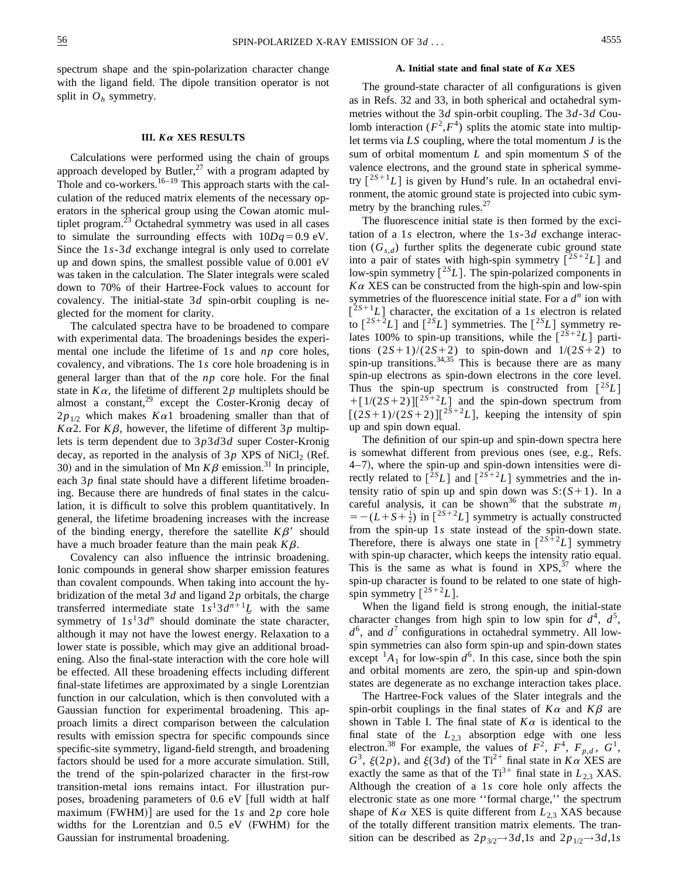spectrum shape and the spin-polarization character change with the ligand field. The dipole transition operator is not split in $O_h$ symmetry.

## III. $K\alpha$ XES RESULTS

Calculations were performed using the chain of groups approach developed by Butler,[27] with a program adapted by Thole and co-workers.[16–19] This approach starts with the calculation of the reduced matrix elements of the necessary operators in the spherical group using the Cowan atomic multiplet program.[23] Octahedral symmetry was used in all cases to simulate the surrounding effects with $10Dq = 0.9$ eV. Since the $1s$-$3d$ exchange integral is only used to correlate up and down spins, the smallest possible value of 0.001 eV was taken in the calculation. The Slater integrals were scaled down to 70% of their Hartree-Fock values to account for covalency. The initial-state $3d$ spin-orbit coupling is neglected for the moment for clarity.

The calculated spectra have to be broadened to compare with experimental data. The broadenings besides the experimental one include the lifetime of $1s$ and $np$ core holes, covalency, and vibrations. The $1s$ core hole broadening is in general larger than that of the $np$ core hole. For the final state in $K\alpha$, the lifetime of different $2p$ multiplets should be almost a constant,[29] except the Coster-Kronig decay of $2p_{1/2}$ which makes $K\alpha1$ broadening smaller than that of $K\alpha2$. For $K\beta$, however, the lifetime of different $3p$ multiplets is term dependent due to $3p3d3d$ super Coster-Kronig decay, as reported in the analysis of $3p$ XPS of $NiCl_2$ (Ref. 30) and in the simulation of Mn $K\beta$ emission.[31] In principle, each $3p$ final state should have a different lifetime broadening. Because there are hundreds of final states in the calculation, it is difficult to solve this problem quantitatively. In general, the lifetime broadening increases with the increase of the binding energy, therefore the satellite $K\beta'$ should have a much broader feature than the main peak $K\beta$.

Covalency can also influence the intrinsic broadening. Ionic compounds in general show sharper emission features than covalent compounds. When taking into account the hybridization of the metal $3d$ and ligand $2p$ orbitals, the charge transferred intermediate state $1s^1 3d^{n+1}\underline{L}$ with the same symmetry of $1s^1 3d^n$ should dominate the state character, although it may not have the lowest energy. Relaxation to a lower state is possible, which may give an additional broadening. Also the final-state interaction with the core hole will be effected. All these broadening effects including different final-state lifetimes are approximated by a single Lorentzian function in our calculation, which is then convoluted with a Gaussian function for experimental broadening. This approach limits a direct comparison between the calculation results with emission spectra for specific compounds since specific-site symmetry, ligand-field strength, and broadening factors should be used for a more accurate simulation. Still, the trend of the spin-polarized character in the first-row transition-metal ions remains intact. For illustration purposes, broadening parameters of 0.6 eV [full width at half maximum (FWHM)] are used for the $1s$ and $2p$ core hole widths for the Lorentzian and 0.5 eV (FWHM) for the Gaussian for instrumental broadening.

### A. Initial state and final state of $K\alpha$ XES

The ground-state character of all configurations is given as in Refs. 32 and 33, in both spherical and octahedral symmetries without the $3d$ spin-orbit coupling. The $3d$-$3d$ Coulomb interaction ($F^2, F^4$) splits the atomic state into multiplet terms via $LS$ coupling, where the total momentum $J$ is the sum of orbital momentum $L$ and spin momentum $S$ of the valence electrons, and the ground state in spherical symmetry $[^{2S+1}L]$ is given by Hund's rule. In an octahedral environment, the atomic ground state is projected into cubic symmetry by the branching rules.[27]

The fluorescence initial state is then formed by the excitation of a $1s$ electron, where the $1s$-$3d$ exchange interaction ($G_{s,d}$) further splits the degenerate cubic ground state into a pair of states with high-spin symmetry $[^{2S+2}L]$ and low-spin symmetry $[^{2S}L]$. The spin-polarized components in $K\alpha$ XES can be constructed from the high-spin and low-spin symmetries of the fluorescence initial state. For a $d^n$ ion with $[^{2S+1}L]$ character, the excitation of a $1s$ electron is related to $[^{2S+2}L]$ and $[^{2S}L]$ symmetries. The $[^{2S}L]$ symmetry relates 100% to spin-up transitions, while the $[^{2S+2}L]$ partitions $(2S+1)/(2S+2)$ to spin-down and $1/(2S+2)$ to spin-up transitions.[34,35] This is because there are as many spin-up electrons as spin-down electrons in the core level. Thus the spin-up spectrum is constructed from $[^{2S}L] + [1/(2S+2)][^{2S+2}L]$ and the spin-down spectrum from $[(2S+1)/(2S+2)][^{2S+2}L]$, keeping the intensity of spin up and spin down equal.

The definition of our spin-up and spin-down spectra here is somewhat different from previous ones (see, e.g., Refs. 4–7), where the spin-up and spin-down intensities were directly related to $[^{2S}L]$ and $[^{2S+2}L]$ symmetries and the intensity ratio of spin up and spin down was $S:(S+1)$. In a careful analysis, it can be shown[36] that the substrate $m_j = -(L+S+\frac{1}{2})$ in $[^{2S+2}L]$ symmetry is actually constructed from the spin-up $1s$ state instead of the spin-down state. Therefore, there is always one state in $[^{2S+2}L]$ symmetry with spin-up character, which keeps the intensity ratio equal. This is the same as what is found in XPS,[37] where the spin-up character is found to be related to one state of high-spin symmetry $[^{2S+2}L]$.

When the ligand field is strong enough, the initial-state character changes from high spin to low spin for $d^4$, $d^5$, $d^6$, and $d^7$ configurations in octahedral symmetry. All low-spin symmetries can also form spin-up and spin-down states except $^1A_1$ for low-spin $d^6$. In this case, since both the spin and orbital moments are zero, the spin-up and spin-down states are degenerate as no exchange interaction takes place.

The Hartree-Fock values of the Slater integrals and the spin-orbit couplings in the final states of $K\alpha$ and $K\beta$ are shown in Table I. The final state of $K\alpha$ is identical to the final state of the $L_{2,3}$ absorption edge with one less electron.[38] For example, the values of $F^2$, $F^4$, $F_{p,d}$, $G^1$, $G^3$, $\xi(2p)$, and $\xi(3d)$ of the $Ti^{2+}$ final state in $K\alpha$ XES are exactly the same as that of the $Ti^{3+}$ final state in $L_{2,3}$ XAS. Although the creation of a $1s$ core hole only affects the electronic state as one more "formal charge," the spectrum shape of $K\alpha$ XES is quite different from $L_{2,3}$ XAS because of the totally different transition matrix elements. The transition can be described as $2p_{3/2} \rightarrow 3d,1s$ and $2p_{1/2} \rightarrow 3d,1s$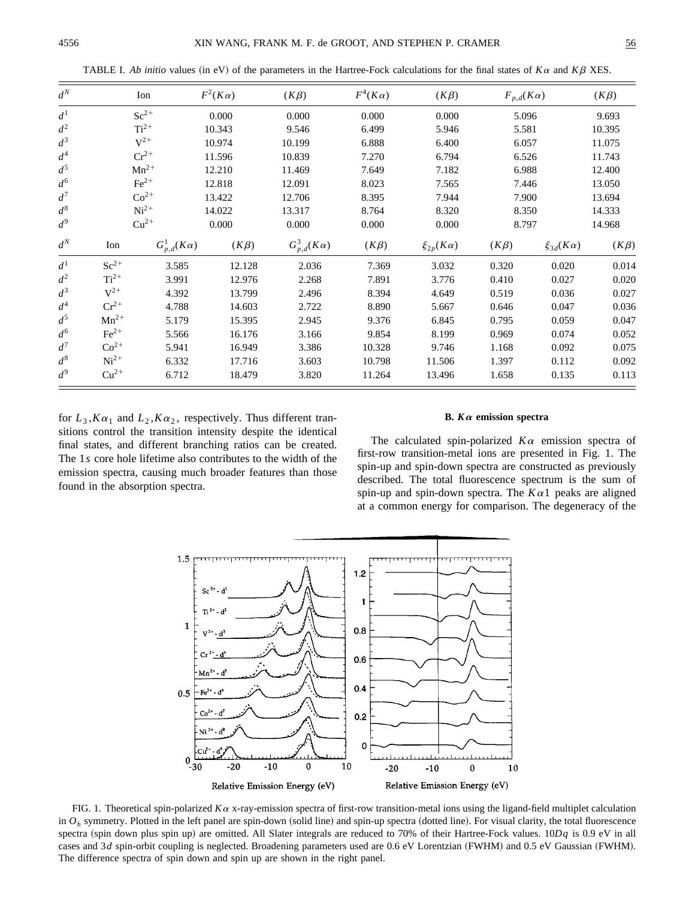TABLE I. *Ab initio* values (in eV) of the parameters in the Hartree-Fock calculations for the final states of $K\alpha$ and $K\beta$ XES.

| $d^N$ | Ion | $F^2(K\alpha)$ | $(K\beta)$ | $F^4(K\alpha)$ | $(K\beta)$ | $F_{p,d}(K\alpha)$ | $(K\beta)$ |
|---|---|---|---|---|---|---|---|
| $d^1$ | $Sc^{2+}$ | 0.000 | 0.000 | 0.000 | 0.000 | 5.096 | 9.693 |
| $d^2$ | $Ti^{2+}$ | 10.343 | 9.546 | 6.499 | 5.946 | 5.581 | 10.395 |
| $d^3$ | $V^{2+}$ | 10.974 | 10.199 | 6.888 | 6.400 | 6.057 | 11.075 |
| $d^4$ | $Cr^{2+}$ | 11.596 | 10.839 | 7.270 | 6.794 | 6.526 | 11.743 |
| $d^5$ | $Mn^{2+}$ | 12.210 | 11.469 | 7.649 | 7.182 | 6.988 | 12.400 |
| $d^6$ | $Fe^{2+}$ | 12.818 | 12.091 | 8.023 | 7.565 | 7.446 | 13.050 |
| $d^7$ | $Co^{2+}$ | 13.422 | 12.706 | 8.395 | 7.944 | 7.900 | 13.694 |
| $d^8$ | $Ni^{2+}$ | 14.022 | 13.317 | 8.764 | 8.320 | 8.350 | 14.333 |
| $d^9$ | $Cu^{2+}$ | 0.000 | 0.000 | 0.000 | 0.000 | 8.797 | 14.968 |

| $d^N$ | Ion | $G^1_{p,d}(K\alpha)$ | $(K\beta)$ | $G^3_{p,d}(K\alpha)$ | $(K\beta)$ | $\xi_{2p}(K\alpha)$ | $(K\beta)$ | $\xi_{3d}(K\alpha)$ | $(K\beta)$ |
|---|---|---|---|---|---|---|---|---|---|
| $d^1$ | $Sc^{2+}$ | 3.585 | 12.128 | 2.036 | 7.369 | 3.032 | 0.320 | 0.020 | 0.014 |
| $d^2$ | $Ti^{2+}$ | 3.991 | 12.976 | 2.268 | 7.891 | 3.776 | 0.410 | 0.027 | 0.020 |
| $d^3$ | $V^{2+}$ | 4.392 | 13.799 | 2.496 | 8.394 | 4.649 | 0.519 | 0.036 | 0.027 |
| $d^4$ | $Cr^{2+}$ | 4.788 | 14.603 | 2.722 | 8.890 | 5.667 | 0.646 | 0.047 | 0.036 |
| $d^5$ | $Mn^{2+}$ | 5.179 | 15.395 | 2.945 | 9.376 | 6.845 | 0.795 | 0.059 | 0.047 |
| $d^6$ | $Fe^{2+}$ | 5.566 | 16.176 | 3.166 | 9.854 | 8.199 | 0.969 | 0.074 | 0.052 |
| $d^7$ | $Co^{2+}$ | 5.941 | 16.949 | 3.386 | 10.328 | 9.746 | 1.168 | 0.092 | 0.075 |
| $d^8$ | $Ni^{2+}$ | 6.332 | 17.716 | 3.603 | 10.798 | 11.506 | 1.397 | 0.112 | 0.092 |
| $d^9$ | $Cu^{2+}$ | 6.712 | 18.479 | 3.820 | 11.264 | 13.496 | 1.658 | 0.135 | 0.113 |

for $L_3, K\alpha_1$ and $L_2, K\alpha_2$, respectively. Thus different transitions control the transition intensity despite the identical final states, and different branching ratios can be created. The $1s$ core hole lifetime also contributes to the width of the emission spectra, causing much broader features than those found in the absorption spectra.

### B. $K\alpha$ emission spectra

The calculated spin-polarized $K\alpha$ emission spectra of first-row transition-metal ions are presented in Fig. 1. The spin-up and spin-down spectra are constructed as previously described. The total fluorescence spectrum is the sum of spin-up and spin-down spectra. The $K\alpha 1$ peaks are aligned at a common energy for comparison. The degeneracy of the

FIG. 1. Theoretical spin-polarized $K\alpha$ x-ray-emission spectra of first-row transition-metal ions using the ligand-field multiplet calculation in $O_h$ symmetry. Plotted in the left panel are spin-down (solid line) and spin-up spectra (dotted line). For visual clarity, the total fluorescence spectra (spin down plus spin up) are omitted. All Slater integrals are reduced to 70% of their Hartree-Fock values. $10Dq$ is 0.9 eV in all cases and $3d$ spin-orbit coupling is neglected. Broadening parameters used are 0.6 eV Lorentzian (FWHM) and 0.5 eV Gaussian (FWHM). The difference spectra of spin down and spin up are shown in the right panel.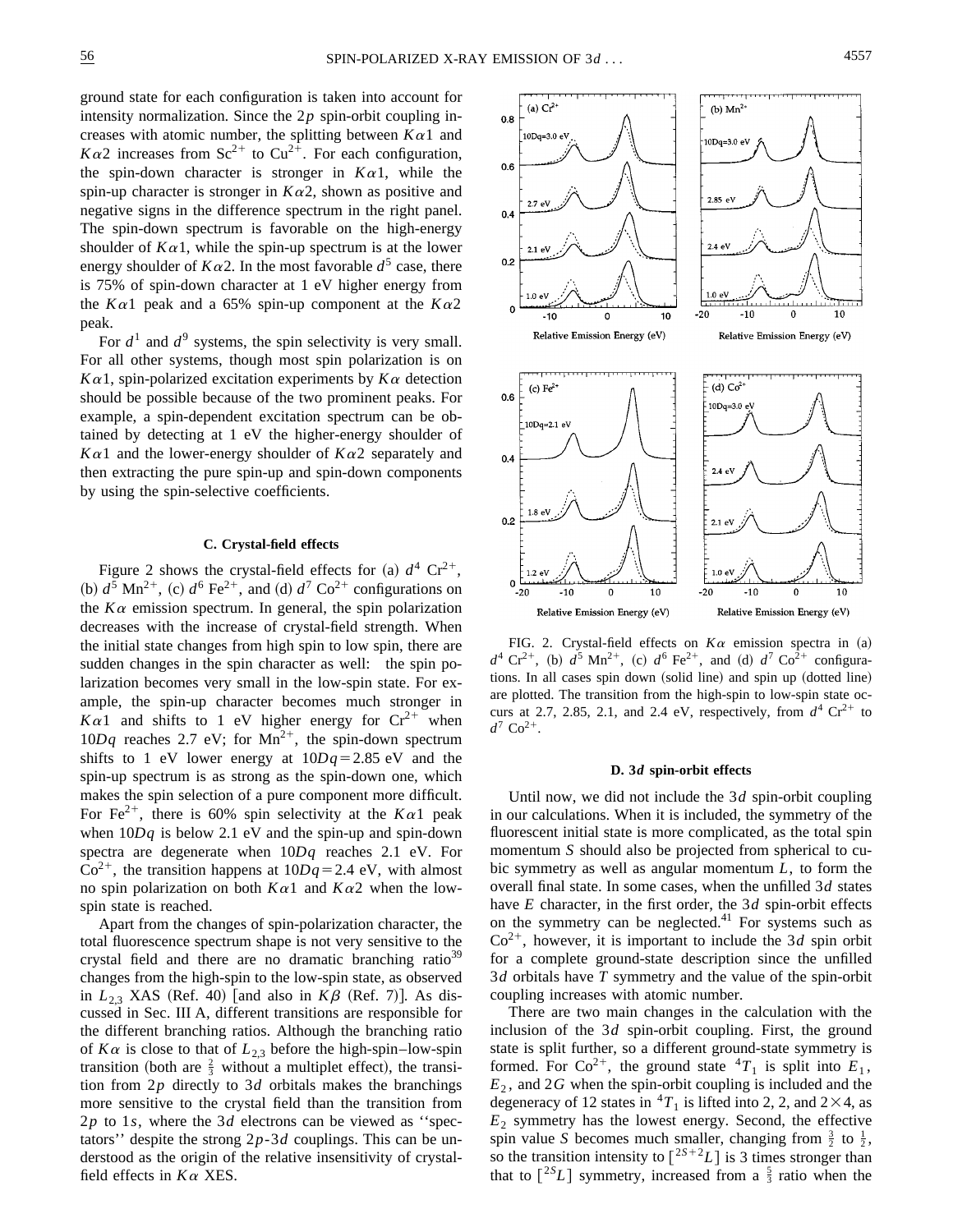ground state for each configuration is taken into account for intensity normalization. Since the $2p$ spin-orbit coupling increases with atomic number, the splitting between $K\alpha 1$ and $K\alpha 2$ increases from $Sc^{2+}$ to $Cu^{2+}$. For each configuration, the spin-down character is stronger in $K\alpha 1$, while the spin-up character is stronger in $K\alpha 2$, shown as positive and negative signs in the difference spectrum in the right panel. The spin-down spectrum is favorable on the high-energy shoulder of $K\alpha 1$, while the spin-up spectrum is at the lower energy shoulder of $K\alpha 2$. In the most favorable $d^5$ case, there is 75% of spin-down character at 1 eV higher energy from the $K\alpha 1$ peak and a 65% spin-up component at the $K\alpha 2$ peak.

For $d^1$ and $d^9$ systems, the spin selectivity is very small. For all other systems, though most spin polarization is on $K\alpha 1$, spin-polarized excitation experiments by $K\alpha$ detection should be possible because of the two prominent peaks. For example, a spin-dependent excitation spectrum can be obtained by detecting at 1 eV the higher-energy shoulder of $K\alpha 1$ and the lower-energy shoulder of $K\alpha 2$ separately and then extracting the pure spin-up and spin-down components by using the spin-selective coefficients.

### C. Crystal-field effects

Figure 2 shows the crystal-field effects for (a) $d^4$ $Cr^{2+}$, (b) $d^5$ $Mn^{2+}$, (c) $d^6$ $Fe^{2+}$, and (d) $d^7$ $Co^{2+}$ configurations on the $K\alpha$ emission spectrum. In general, the spin polarization decreases with the increase of crystal-field strength. When the initial state changes from high spin to low spin, there are sudden changes in the spin character as well: the spin polarization becomes very small in the low-spin state. For example, the spin-up character becomes much stronger in $K\alpha 1$ and shifts to 1 eV higher energy for $Cr^{2+}$ when $10Dq$ reaches 2.7 eV; for $Mn^{2+}$, the spin-down spectrum shifts to 1 eV lower energy at $10Dq = 2.85$ eV and the spin-up spectrum is as strong as the spin-down one, which makes the spin selection of a pure component more difficult. For $Fe^{2+}$, there is 60% spin selectivity at the $K\alpha 1$ peak when $10Dq$ is below 2.1 eV and the spin-up and spin-down spectra are degenerate when $10Dq$ reaches 2.1 eV. For $Co^{2+}$, the transition happens at $10Dq = 2.4$ eV, with almost no spin polarization on both $K\alpha 1$ and $K\alpha 2$ when the low-spin state is reached.

Apart from the changes of spin-polarization character, the total fluorescence spectrum shape is not very sensitive to the crystal field and there are no dramatic branching ratio[39] changes from the high-spin to the low-spin state, as observed in $L_{2,3}$ XAS (Ref. 40) [and also in $K\beta$ (Ref. 7)]. As discussed in Sec. III A, different transitions are responsible for the different branching ratios. Although the branching ratio of $K\alpha$ is close to that of $L_{2,3}$ before the high-spin–low-spin transition (both are $\frac{2}{3}$ without a multiplet effect), the transition from $2p$ directly to $3d$ orbitals makes the branchings more sensitive to the crystal field than the transition from $2p$ to $1s$, where the $3d$ electrons can be viewed as "spectators" despite the strong $2p$-$3d$ couplings. This can be understood as the origin of the relative insensitivity of crystal-field effects in $K\alpha$ XES.

FIG. 2. Crystal-field effects on $K\alpha$ emission spectra in (a) $d^4$ $Cr^{2+}$, (b) $d^5$ $Mn^{2+}$, (c) $d^6$ $Fe^{2+}$, and (d) $d^7$ $Co^{2+}$ configurations. In all cases spin down (solid line) and spin up (dotted line) are plotted. The transition from the high-spin to low-spin state occurs at 2.7, 2.85, 2.1, and 2.4 eV, respectively, from $d^4$ $Cr^{2+}$ to $d^7$ $Co^{2+}$.

### D. 3$d$ spin-orbit effects

Until now, we did not include the $3d$ spin-orbit coupling in our calculations. When it is included, the symmetry of the fluorescent initial state is more complicated, as the total spin momentum $S$ should also be projected from spherical to cubic symmetry as well as angular momentum $L$, to form the overall final state. In some cases, when the unfilled $3d$ states have $E$ character, in the first order, the $3d$ spin-orbit effects on the symmetry can be neglected.[41] For systems such as $Co^{2+}$, however, it is important to include the $3d$ spin orbit for a complete ground-state description since the unfilled $3d$ orbitals have $T$ symmetry and the value of the spin-orbit coupling increases with atomic number.

There are two main changes in the calculation with the inclusion of the $3d$ spin-orbit coupling. First, the ground state is split further, so a different ground-state symmetry is formed. For $Co^{2+}$, the ground state $^4T_1$ is split into $E_1$, $E_2$, and $2G$ when the spin-orbit coupling is included and the degeneracy of 12 states in $^4T_1$ is lifted into 2, 2, and $2\times 4$, as $E_2$ symmetry has the lowest energy. Second, the effective spin value $S$ becomes much smaller, changing from $\frac{3}{2}$ to $\frac{1}{2}$, so the transition intensity to $[^{2S+2}L]$ is 3 times stronger than that to $[^{2S}L]$ symmetry, increased from a $\frac{5}{3}$ ratio when the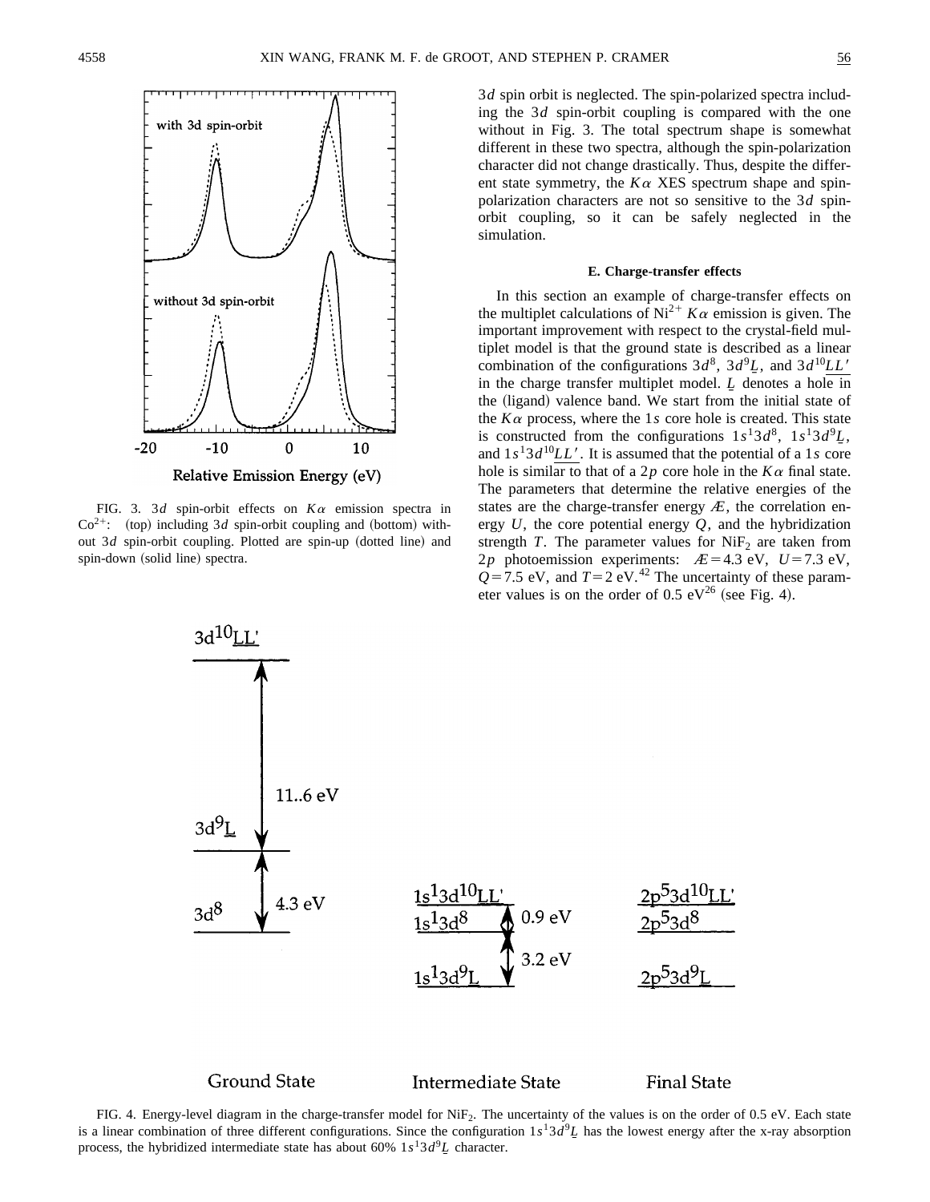3$d$ spin orbit is neglected. The spin-polarized spectra including the 3$d$ spin-orbit coupling is compared with the one without in Fig. 3. The total spectrum shape is somewhat different in these two spectra, although the spin-polarization character did not change drastically. Thus, despite the different state symmetry, the $K\alpha$ XES spectrum shape and spin-polarization characters are not so sensitive to the 3$d$ spin-orbit coupling, so it can be safely neglected in the simulation.

FIG. 3. 3$d$ spin-orbit effects on $K\alpha$ emission spectra in $Co^{2+}$: (top) including 3$d$ spin-orbit coupling and (bottom) without 3$d$ spin-orbit coupling. Plotted are spin-up (dotted line) and spin-down (solid line) spectra.

### E. Charge-transfer effects

In this section an example of charge-transfer effects on the multiplet calculations of $Ni^{2+}$ $K\alpha$ emission is given. The important improvement with respect to the crystal-field multiplet model is that the ground state is described as a linear combination of the configurations $3d^8$, $3d^9\underline{L}$, and $3d^{10}\underline{LL'}$ in the charge transfer multiplet model. $\underline{L}$ denotes a hole in the (ligand) valence band. We start from the initial state of the $K\alpha$ process, where the 1$s$ core hole is created. This state is constructed from the configurations $1s^13d^8$, $1s^13d^9\underline{L}$, and $1s^13d^{10}\underline{LL'}$. It is assumed that the potential of a 1$s$ core hole is similar to that of a 2$p$ core hole in the $K\alpha$ final state. The parameters that determine the relative energies of the states are the charge-transfer energy $Æ$, the correlation energy $U$, the core potential energy $Q$, and the hybridization strength $T$. The parameter values for $NiF_2$ are taken from 2$p$ photoemission experiments: $Æ=4.3$ eV, $U=7.3$ eV, $Q=7.5$ eV, and $T=2$ eV.[42] The uncertainty of these parameter values is on the order of 0.5 eV[26] (see Fig. 4).

FIG. 4. Energy-level diagram in the charge-transfer model for $NiF_2$. The uncertainty of the values is on the order of 0.5 eV. Each state is a linear combination of three different configurations. Since the configuration $1s^13d^9\underline{L}$ has the lowest energy after the x-ray absorption process, the hybridized intermediate state has about 60% $1s^13d^9\underline{L}$ character.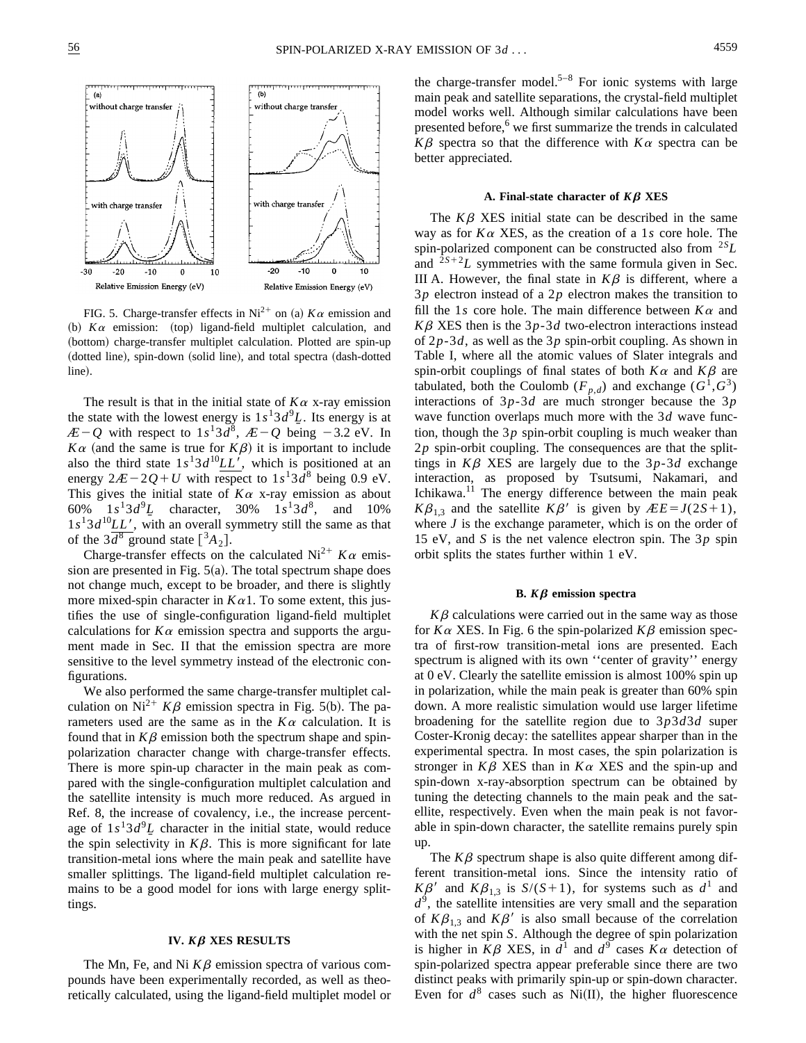FIG. 5. Charge-transfer effects in $Ni^{2+}$ on (a) $K\alpha$ emission and (b) $K\alpha$ emission: (top) ligand-field multiplet calculation, and (bottom) charge-transfer multiplet calculation. Plotted are spin-up (dotted line), spin-down (solid line), and total spectra (dash-dotted line).

The result is that in the initial state of $K\alpha$ x-ray emission the state with the lowest energy is $1s^1 3d^9 \underline{L}$. Its energy is at $Æ - Q$ with respect to $1s^1 3d^8$, $Æ - Q$ being $-3.2$ eV. In $K\alpha$ (and the same is true for $K\beta$) it is important to include also the third state $1s^1 3d^{10} \underline{LL'}$, which is positioned at an energy $2Æ - 2Q + U$ with respect to $1s^1 3d^8$ being 0.9 eV. This gives the initial state of $K\alpha$ x-ray emission as about 60% $1s^1 3d^9 \underline{L}$ character, 30% $1s^1 3d^8$, and 10% $1s^1 3d^{10} \underline{LL'}$, with an overall symmetry still the same as that of the $3d^8$ ground state [$^3A_2$].

Charge-transfer effects on the calculated $Ni^{2+}$ $K\alpha$ emission are presented in Fig. 5(a). The total spectrum shape does not change much, except to be broader, and there is slightly more mixed-spin character in $K\alpha1$. To some extent, this justifies the use of single-configuration ligand-field multiplet calculations for $K\alpha$ emission spectra and supports the argument made in Sec. II that the emission spectra are more sensitive to the level symmetry instead of the electronic configurations.

We also performed the same charge-transfer multiplet calculation on $Ni^{2+}$ $K\beta$ emission spectra in Fig. 5(b). The parameters used are the same as in the $K\alpha$ calculation. It is found that in $K\beta$ emission both the spectrum shape and spin-polarization character change with charge-transfer effects. There is more spin-up character in the main peak as compared with the single-configuration multiplet calculation and the satellite intensity is much more reduced. As argued in Ref. 8, the increase of covalency, i.e., the increase percentage of $1s^1 3d^9 \underline{L}$ character in the initial state, would reduce the spin selectivity in $K\beta$. This is more significant for late transition-metal ions where the main peak and satellite have smaller splittings. The ligand-field multiplet calculation remains to be a good model for ions with large energy splittings.

## IV. $K\beta$ XES RESULTS

The Mn, Fe, and Ni $K\beta$ emission spectra of various compounds have been experimentally recorded, as well as theoretically calculated, using the ligand-field multiplet model or the charge-transfer model.[5–8] For ionic systems with large main peak and satellite separations, the crystal-field multiplet model works well. Although similar calculations have been presented before,[6] we first summarize the trends in calculated $K\beta$ spectra so that the difference with $K\alpha$ spectra can be better appreciated.

### A. Final-state character of $K\beta$ XES

The $K\beta$ XES initial state can be described in the same way as for $K\alpha$ XES, as the creation of a $1s$ core hole. The spin-polarized component can be constructed also from $^{2S}L$ and $^{2S+2}L$ symmetries with the same formula given in Sec. III A. However, the final state in $K\beta$ is different, where a $3p$ electron instead of a $2p$ electron makes the transition to fill the $1s$ core hole. The main difference between $K\alpha$ and $K\beta$ XES then is the $3p$-$3d$ two-electron interactions instead of $2p$-$3d$, as well as the $3p$ spin-orbit coupling. As shown in Table I, where all the atomic values of Slater integrals and spin-orbit couplings of final states of both $K\alpha$ and $K\beta$ are tabulated, both the Coulomb ($F_{p,d}$) and exchange ($G^1, G^3$) interactions of $3p$-$3d$ are much stronger because the $3p$ wave function overlaps much more with the $3d$ wave function, though the $3p$ spin-orbit coupling is much weaker than $2p$ spin-orbit coupling. The consequences are that the splittings in $K\beta$ XES are largely due to the $3p$-$3d$ exchange interaction, as proposed by Tsutsumi, Nakamari, and Ichikawa.[11] The energy difference between the main peak $K\beta_{1,3}$ and the satellite $K\beta'$ is given by $ÆE = J(2S+1)$, where $J$ is the exchange parameter, which is on the order of 15 eV, and $S$ is the net valence electron spin. The $3p$ spin orbit splits the states further within 1 eV.

### B. $K\beta$ emission spectra

$K\beta$ calculations were carried out in the same way as those for $K\alpha$ XES. In Fig. 6 the spin-polarized $K\beta$ emission spectra of first-row transition-metal ions are presented. Each spectrum is aligned with its own ''center of gravity'' energy at 0 eV. Clearly the satellite emission is almost 100% spin up in polarization, while the main peak is greater than 60% spin down. A more realistic simulation would use larger lifetime broadening for the satellite region due to $3p3d3d$ super Coster-Kronig decay: the satellites appear sharper than in the experimental spectra. In most cases, the spin polarization is stronger in $K\beta$ XES than in $K\alpha$ XES and the spin-up and spin-down x-ray-absorption spectrum can be obtained by tuning the detecting channels to the main peak and the satellite, respectively. Even when the main peak is not favorable in spin-down character, the satellite remains purely spin up.

The $K\beta$ spectrum shape is also quite different among different transition-metal ions. Since the intensity ratio of $K\beta'$ and $K\beta_{1,3}$ is $S/(S+1)$, for systems such as $d^1$ and $d^9$, the satellite intensities are very small and the separation of $K\beta_{1,3}$ and $K\beta'$ is also small because of the correlation with the net spin $S$. Although the degree of spin polarization is higher in $K\beta$ XES, in $d^1$ and $d^9$ cases $K\alpha$ detection of spin-polarized spectra appear preferable since there are two distinct peaks with primarily spin-up or spin-down character. Even for $d^8$ cases such as Ni(II), the higher fluorescence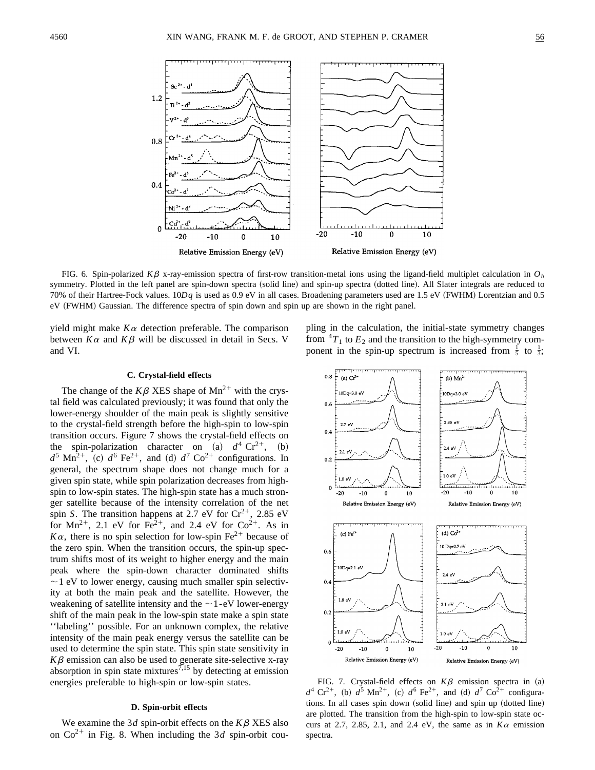FIG. 6. Spin-polarized $K\beta$ x-ray-emission spectra of first-row transition-metal ions using the ligand-field multiplet calculation in $O_h$ symmetry. Plotted in the left panel are spin-down spectra (solid line) and spin-up spectra (dotted line). All Slater integrals are reduced to 70% of their Hartree-Fock values. $10Dq$ is used as 0.9 eV in all cases. Broadening parameters used are 1.5 eV (FWHM) Lorentzian and 0.5 eV (FWHM) Gaussian. The difference spectra of spin down and spin up are shown in the right panel.

yield might make $K\alpha$ detection preferable. The comparison between $K\alpha$ and $K\beta$ will be discussed in detail in Secs. V and VI.

### C. Crystal-field effects

The change of the $K\beta$ XES shape of $Mn^{2+}$ with the crystal field was calculated previously; it was found that only the lower-energy shoulder of the main peak is slightly sensitive to the crystal-field strength before the high-spin to low-spin transition occurs. Figure 7 shows the crystal-field effects on the spin-polarization character on (a) $d^4$ $Cr^{2+}$, (b) $d^5$ $Mn^{2+}$, (c) $d^6$ $Fe^{2+}$, and (d) $d^7$ $Co^{2+}$ configurations. In general, the spectrum shape does not change much for a given spin state, while spin polarization decreases from high-spin to low-spin states. The high-spin state has a much stronger satellite because of the intensity correlation of the net spin $S$. The transition happens at 2.7 eV for $Cr^{2+}$, 2.85 eV for $Mn^{2+}$, 2.1 eV for $Fe^{2+}$, and 2.4 eV for $Co^{2+}$. As in $K\alpha$, there is no spin selection for low-spin $Fe^{2+}$ because of the zero spin. When the transition occurs, the spin-up spectrum shifts most of its weight to higher energy and the main peak where the spin-down character dominated shifts ~1 eV to lower energy, causing much smaller spin selectivity at both the main peak and the satellite. However, the weakening of satellite intensity and the ~1-eV lower-energy shift of the main peak in the low-spin state make a spin state ''labeling'' possible. For an unknown complex, the relative intensity of the main peak energy versus the satellite can be used to determine the spin state. This spin state sensitivity in $K\beta$ emission can also be used to generate site-selective x-ray absorption in spin state mixtures[7,15] by detecting at emission energies preferable to high-spin or low-spin states.

### D. Spin-orbit effects

We examine the 3$d$ spin-orbit effects on the $K\beta$ XES also on $Co^{2+}$ in Fig. 8. When including the 3$d$ spin-orbit coupling in the calculation, the initial-state symmetry changes from $^4T_1$ to $E_2$ and the transition to the high-symmetry component in the spin-up spectrum is increased from $\frac{1}{5}$ to $\frac{1}{3}$;

FIG. 7. Crystal-field effects on $K\beta$ emission spectra in (a) $d^4$ $Cr^{2+}$, (b) $d^5$ $Mn^{2+}$, (c) $d^6$ $Fe^{2+}$, and (d) $d^7$ $Co^{2+}$ configurations. In all cases spin down (solid line) and spin up (dotted line) are plotted. The transition from the high-spin to low-spin state occurs at 2.7, 2.85, 2.1, and 2.4 eV, the same as in $K\alpha$ emission spectra.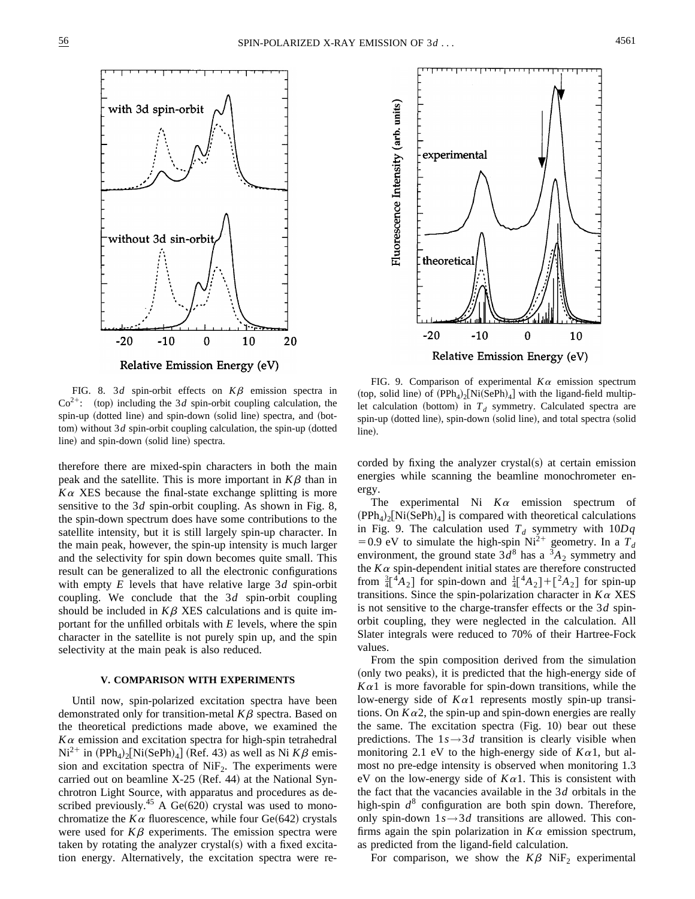FIG. 8. $3d$ spin-orbit effects on $K\beta$ emission spectra in $Co^{2+}$: (top) including the $3d$ spin-orbit coupling calculation, the spin-up (dotted line) and spin-down (solid line) spectra, and (bottom) without $3d$ spin-orbit coupling calculation, the spin-up (dotted line) and spin-down (solid line) spectra.

FIG. 9. Comparison of experimental $K\alpha$ emission spectrum (top, solid line) of $(PPh_4)_2[Ni(SePh)_4]$ with the ligand-field multiplet calculation (bottom) in $T_d$ symmetry. Calculated spectra are spin-up (dotted line), spin-down (solid line), and total spectra (solid line).

therefore there are mixed-spin characters in both the main peak and the satellite. This is more important in $K\beta$ than in $K\alpha$ XES because the final-state exchange splitting is more sensitive to the $3d$ spin-orbit coupling. As shown in Fig. 8, the spin-down spectrum does have some contributions to the satellite intensity, but it is still largely spin-up character. In the main peak, however, the spin-up intensity is much larger and the selectivity for spin down becomes quite small. This result can be generalized to all the electronic configurations with empty $E$ levels that have relative large $3d$ spin-orbit coupling. We conclude that the $3d$ spin-orbit coupling should be included in $K\beta$ XES calculations and is quite important for the unfilled orbitals with $E$ levels, where the spin character in the satellite is not purely spin up, and the spin selectivity at the main peak is also reduced.

## V. COMPARISON WITH EXPERIMENTS

Until now, spin-polarized excitation spectra have been demonstrated only for transition-metal $K\beta$ spectra. Based on the theoretical predictions made above, we examined the $K\alpha$ emission and excitation spectra for high-spin tetrahedral $Ni^{2+}$ in $(PPh_4)_2[Ni(SePh)_4]$ (Ref. 43) as well as Ni $K\beta$ emission and excitation spectra of $NiF_2$. The experiments were carried out on beamline X-25 (Ref. 44) at the National Synchrotron Light Source, with apparatus and procedures as described previously.[45] A Ge(620) crystal was used to monochromatize the $K\alpha$ fluorescence, while four Ge(642) crystals were used for $K\beta$ experiments. The emission spectra were taken by rotating the analyzer crystal(s) with a fixed excitation energy. Alternatively, the excitation spectra were recorded by fixing the analyzer crystal(s) at certain emission energies while scanning the beamline monochrometer energy.

The experimental Ni $K\alpha$ emission spectrum of $(PPh_4)_2[Ni(SePh)_4]$ is compared with theoretical calculations in Fig. 9. The calculation used $T_d$ symmetry with $10Dq = 0.9$ eV to simulate the high-spin $Ni^{2+}$ geometry. In a $T_d$ environment, the ground state $3d^8$ has a $^3A_2$ symmetry and the $K\alpha$ spin-dependent initial states are therefore constructed from $\frac{3}{4}[^4A_2]$ for spin-down and $\frac{1}{4}[^4A_2]+[^2A_2]$ for spin-up transitions. Since the spin-polarization character in $K\alpha$ XES is not sensitive to the charge-transfer effects or the $3d$ spin-orbit coupling, they were neglected in the calculation. All Slater integrals were reduced to 70% of their Hartree-Fock values.

From the spin composition derived from the simulation (only two peaks), it is predicted that the high-energy side of $K\alpha1$ is more favorable for spin-down transitions, while the low-energy side of $K\alpha1$ represents mostly spin-up transitions. On $K\alpha2$, the spin-up and spin-down energies are really the same. The excitation spectra (Fig. 10) bear out these predictions. The $1s\rightarrow 3d$ transition is clearly visible when monitoring 2.1 eV to the high-energy side of $K\alpha1$, but almost no pre-edge intensity is observed when monitoring 1.3 eV on the low-energy side of $K\alpha1$. This is consistent with the fact that the vacancies available in the $3d$ orbitals in the high-spin $d^8$ configuration are both spin down. Therefore, only spin-down $1s\rightarrow 3d$ transitions are allowed. This confirms again the spin polarization in $K\alpha$ emission spectrum, as predicted from the ligand-field calculation.

For comparison, we show the $K\beta$ $NiF_2$ experimental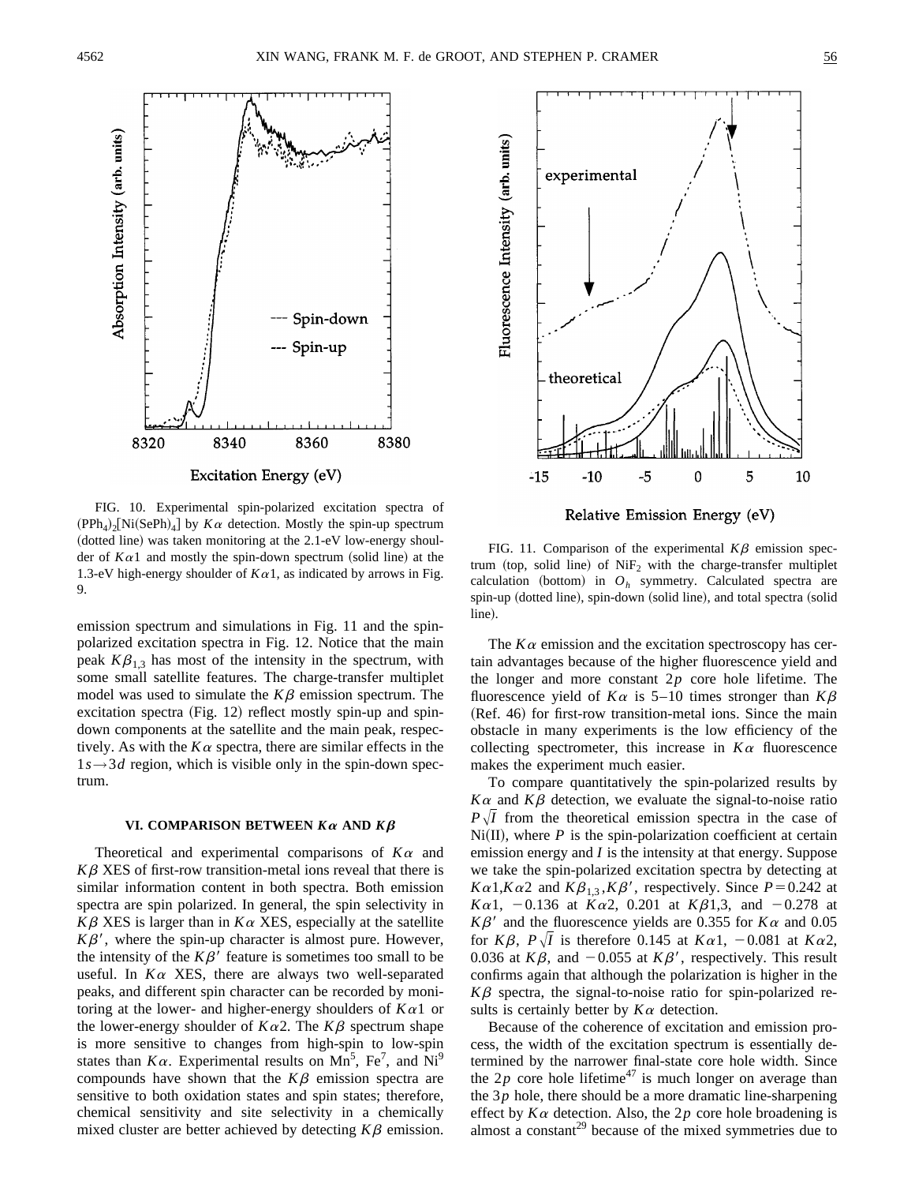FIG. 10. Experimental spin-polarized excitation spectra of $(PPh_4)_2[Ni(SePh)_4]$ by $K\alpha$ detection. Mostly the spin-up spectrum (dotted line) was taken monitoring at the 2.1-eV low-energy shoulder of $K\alpha1$ and mostly the spin-down spectrum (solid line) at the 1.3-eV high-energy shoulder of $K\alpha1$, as indicated by arrows in Fig. 9.

emission spectrum and simulations in Fig. 11 and the spin-polarized excitation spectra in Fig. 12. Notice that the main peak $K\beta_{1,3}$ has most of the intensity in the spectrum, with some small satellite features. The charge-transfer multiplet model was used to simulate the $K\beta$ emission spectrum. The excitation spectra (Fig. 12) reflect mostly spin-up and spin-down components at the satellite and the main peak, respectively. As with the $K\alpha$ spectra, there are similar effects in the $1s \rightarrow 3d$ region, which is visible only in the spin-down spectrum.

## VI. COMPARISON BETWEEN $K\alpha$ AND $K\beta$

Theoretical and experimental comparisons of $K\alpha$ and $K\beta$ XES of first-row transition-metal ions reveal that there is similar information content in both spectra. Both emission spectra are spin polarized. In general, the spin selectivity in $K\beta$ XES is larger than in $K\alpha$ XES, especially at the satellite $K\beta'$, where the spin-up character is almost pure. However, the intensity of the $K\beta'$ feature is sometimes too small to be useful. In $K\alpha$ XES, there are always two well-separated peaks, and different spin character can be recorded by monitoring at the lower- and higher-energy shoulders of $K\alpha1$ or the lower-energy shoulder of $K\alpha2$. The $K\beta$ spectrum shape is more sensitive to changes from high-spin to low-spin states than $K\alpha$. Experimental results on Mn[5], Fe[7], and Ni[9] compounds have shown that the $K\beta$ emission spectra are sensitive to both oxidation states and spin states; therefore, chemical sensitivity and site selectivity in a chemically mixed cluster are better achieved by detecting $K\beta$ emission.

FIG. 11. Comparison of the experimental $K\beta$ emission spectrum (top, solid line) of $NiF_2$ with the charge-transfer multiplet calculation (bottom) in $O_h$ symmetry. Calculated spectra are spin-up (dotted line), spin-down (solid line), and total spectra (solid line).

The $K\alpha$ emission and the excitation spectroscopy has certain advantages because of the higher fluorescence yield and the longer and more constant $2p$ core hole lifetime. The fluorescence yield of $K\alpha$ is 5–10 times stronger than $K\beta$ (Ref. 46) for first-row transition-metal ions. Since the main obstacle in many experiments is the low efficiency of the collecting spectrometer, this increase in $K\alpha$ fluorescence makes the experiment much easier.

To compare quantitatively the spin-polarized results by $K\alpha$ and $K\beta$ detection, we evaluate the signal-to-noise ratio $P\sqrt{I}$ from the theoretical emission spectra in the case of Ni(II), where $P$ is the spin-polarization coefficient at certain emission energy and $I$ is the intensity at that energy. Suppose we take the spin-polarized excitation spectra by detecting at $K\alpha1$,$K\alpha2$ and $K\beta_{1,3}$,$K\beta'$, respectively. Since $P=0.242$ at $K\alpha1$, $-0.136$ at $K\alpha2$, 0.201 at $K\beta1,3$, and $-0.278$ at $K\beta'$ and the fluorescence yields are 0.355 for $K\alpha$ and 0.05 for $K\beta$, $P\sqrt{I}$ is therefore 0.145 at $K\alpha1$, $-0.081$ at $K\alpha2$, 0.036 at $K\beta$, and $-0.055$ at $K\beta'$, respectively. This result confirms again that although the polarization is higher in the $K\beta$ spectra, the signal-to-noise ratio for spin-polarized results is certainly better by $K\alpha$ detection.

Because of the coherence of excitation and emission process, the width of the excitation spectrum is essentially determined by the narrower final-state core hole width. Since the $2p$ core hole lifetime[47] is much longer on average than the $3p$ hole, there should be a more dramatic line-sharpening effect by $K\alpha$ detection. Also, the $2p$ core hole broadening is almost a constant[29] because of the mixed symmetries due to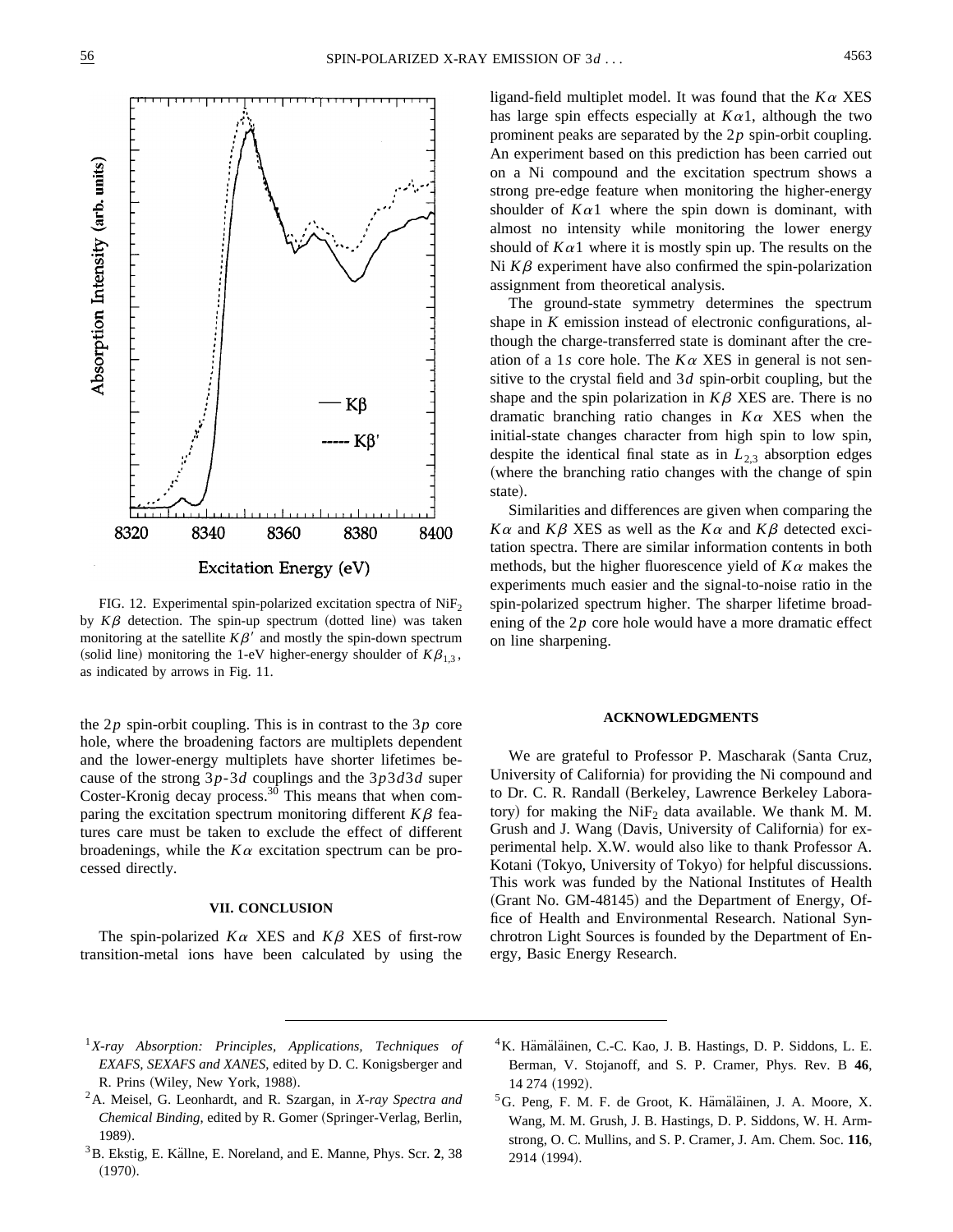FIG. 12. Experimental spin-polarized excitation spectra of $NiF_2$ by $K\beta$ detection. The spin-up spectrum (dotted line) was taken monitoring at the satellite $K\beta'$ and mostly the spin-down spectrum (solid line) monitoring the 1-eV higher-energy shoulder of $K\beta_{1,3}$, as indicated by arrows in Fig. 11.

the $2p$ spin-orbit coupling. This is in contrast to the $3p$ core hole, where the broadening factors are multiplets dependent and the lower-energy multiplets have shorter lifetimes because of the strong $3p$-$3d$ couplings and the $3p3d3d$ super Coster-Kronig decay process.[30] This means that when comparing the excitation spectrum monitoring different $K\beta$ features care must be taken to exclude the effect of different broadenings, while the $K\alpha$ excitation spectrum can be processed directly.

## VII. CONCLUSION

The spin-polarized $K\alpha$ XES and $K\beta$ XES of first-row transition-metal ions have been calculated by using the ligand-field multiplet model. It was found that the $K\alpha$ XES has large spin effects especially at $K\alpha1$, although the two prominent peaks are separated by the $2p$ spin-orbit coupling. An experiment based on this prediction has been carried out on a Ni compound and the excitation spectrum shows a strong pre-edge feature when monitoring the higher-energy shoulder of $K\alpha1$ where the spin down is dominant, with almost no intensity while monitoring the lower energy should of $K\alpha1$ where it is mostly spin up. The results on the Ni $K\beta$ experiment have also confirmed the spin-polarization assignment from theoretical analysis.

The ground-state symmetry determines the spectrum shape in $K$ emission instead of electronic configurations, although the charge-transferred state is dominant after the creation of a $1s$ core hole. The $K\alpha$ XES in general is not sensitive to the crystal field and $3d$ spin-orbit coupling, but the shape and the spin polarization in $K\beta$ XES are. There is no dramatic branching ratio changes in $K\alpha$ XES when the initial-state changes character from high spin to low spin, despite the identical final state as in $L_{2,3}$ absorption edges (where the branching ratio changes with the change of spin state).

Similarities and differences are given when comparing the $K\alpha$ and $K\beta$ XES as well as the $K\alpha$ and $K\beta$ detected excitation spectra. There are similar information contents in both methods, but the higher fluorescence yield of $K\alpha$ makes the experiments much easier and the signal-to-noise ratio in the spin-polarized spectrum higher. The sharper lifetime broadening of the $2p$ core hole would have a more dramatic effect on line sharpening.

## ACKNOWLEDGMENTS

We are grateful to Professor P. Mascharak (Santa Cruz, University of California) for providing the Ni compound and to Dr. C. R. Randall (Berkeley, Lawrence Berkeley Laboratory) for making the $NiF_2$ data available. We thank M. M. Grush and J. Wang (Davis, University of California) for experimental help. X.W. would also like to thank Professor A. Kotani (Tokyo, University of Tokyo) for helpful discussions. This work was funded by the National Institutes of Health (Grant No. GM-48145) and the Department of Energy, Office of Health and Environmental Research. National Synchrotron Light Sources is founded by the Department of Energy, Basic Energy Research.

---

[1] *X-ray Absorption: Principles, Applications, Techniques of EXAFS, SEXAFS and XANES*, edited by D. C. Konigsberger and R. Prins (Wiley, New York, 1988).

[2] A. Meisel, G. Leonhardt, and R. Szargan, in *X-ray Spectra and Chemical Binding*, edited by R. Gomer (Springer-Verlag, Berlin, 1989).

[3] B. Ekstig, E. Källne, E. Noreland, and E. Manne, Phys. Scr. **2**, 38 (1970).

[4] K. Hämäläinen, C.-C. Kao, J. B. Hastings, D. P. Siddons, L. E. Berman, V. Stojanoff, and S. P. Cramer, Phys. Rev. B **46**, 14 274 (1992).

[5] G. Peng, F. M. F. de Groot, K. Hämäläinen, J. A. Moore, X. Wang, M. M. Grush, J. B. Hastings, D. P. Siddons, W. H. Armstrong, O. C. Mullins, and S. P. Cramer, J. Am. Chem. Soc. **116**, 2914 (1994).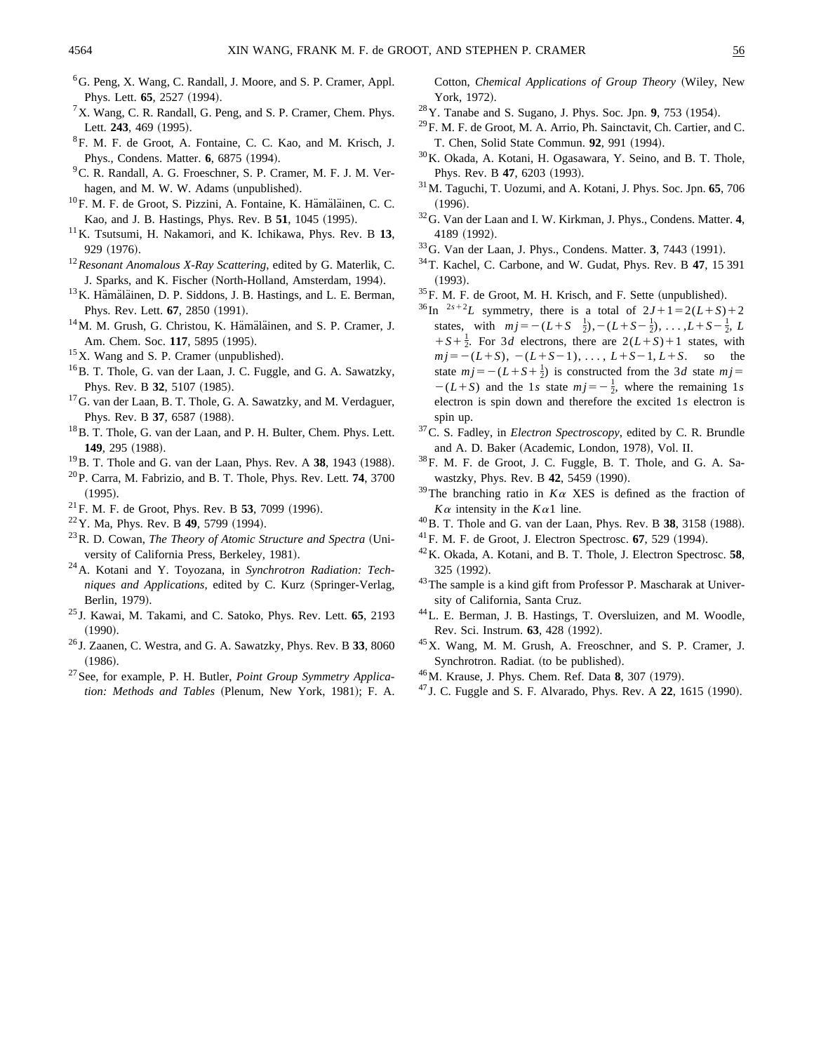[6] G. Peng, X. Wang, C. Randall, J. Moore, and S. P. Cramer, Appl. Phys. Lett. **65**, 2527 (1994).

[7] X. Wang, C. R. Randall, G. Peng, and S. P. Cramer, Chem. Phys. Lett. **243**, 469 (1995).

[8] F. M. F. de Groot, A. Fontaine, C. C. Kao, and M. Krisch, J. Phys., Condens. Matter. **6**, 6875 (1994).

[9] C. R. Randall, A. G. Froeschner, S. P. Cramer, M. F. J. M. Verhagen, and M. W. W. Adams (unpublished).

[10] F. M. F. de Groot, S. Pizzini, A. Fontaine, K. Hämäläinen, C. C. Kao, and J. B. Hastings, Phys. Rev. B **51**, 1045 (1995).

[11] K. Tsutsumi, H. Nakamori, and K. Ichikawa, Phys. Rev. B **13**, 929 (1976).

[12] *Resonant Anomalous X-Ray Scattering*, edited by G. Materlik, C. J. Sparks, and K. Fischer (North-Holland, Amsterdam, 1994).

[13] K. Hämäläinen, D. P. Siddons, J. B. Hastings, and L. E. Berman, Phys. Rev. Lett. **67**, 2850 (1991).

[14] M. M. Grush, G. Christou, K. Hämäläinen, and S. P. Cramer, J. Am. Chem. Soc. **117**, 5895 (1995).

[15] X. Wang and S. P. Cramer (unpublished).

[16] B. T. Thole, G. van der Laan, J. C. Fuggle, and G. A. Sawatzky, Phys. Rev. B **32**, 5107 (1985).

[17] G. van der Laan, B. T. Thole, G. A. Sawatzky, and M. Verdaguer, Phys. Rev. B **37**, 6587 (1988).

[18] B. T. Thole, G. van der Laan, and P. H. Bulter, Chem. Phys. Lett. **149**, 295 (1988).

[19] B. T. Thole and G. van der Laan, Phys. Rev. A **38**, 1943 (1988).

[20] P. Carra, M. Fabrizio, and B. T. Thole, Phys. Rev. Lett. **74**, 3700 (1995).

[21] F. M. F. de Groot, Phys. Rev. B **53**, 7099 (1996).

[22] Y. Ma, Phys. Rev. B **49**, 5799 (1994).

[23] R. D. Cowan, *The Theory of Atomic Structure and Spectra* (University of California Press, Berkeley, 1981).

[24] A. Kotani and Y. Toyozana, in *Synchrotron Radiation: Techniques and Applications*, edited by C. Kurz (Springer-Verlag, Berlin, 1979).

[25] J. Kawai, M. Takami, and C. Satoko, Phys. Rev. Lett. **65**, 2193 (1990).

[26] J. Zaanen, C. Westra, and G. A. Sawatzky, Phys. Rev. B **33**, 8060 (1986).

[27] See, for example, P. H. Butler, *Point Group Symmetry Application: Methods and Tables* (Plenum, New York, 1981); F. A. Cotton, *Chemical Applications of Group Theory* (Wiley, New York, 1972).

[28] Y. Tanabe and S. Sugano, J. Phys. Soc. Jpn. **9**, 753 (1954).

[29] F. M. F. de Groot, M. A. Arrio, Ph. Sainctavit, Ch. Cartier, and C. T. Chen, Solid State Commun. **92**, 991 (1994).

[30] K. Okada, A. Kotani, H. Ogasawara, Y. Seino, and B. T. Thole, Phys. Rev. B **47**, 6203 (1993).

[31] M. Taguchi, T. Uozumi, and A. Kotani, J. Phys. Soc. Jpn. **65**, 706 (1996).

[32] G. Van der Laan and I. W. Kirkman, J. Phys., Condens. Matter. **4**, 4189 (1992).

[33] G. Van der Laan, J. Phys., Condens. Matter. **3**, 7443 (1991).

[34] T. Kachel, C. Carbone, and W. Gudat, Phys. Rev. B **47**, 15 391 (1993).

[35] F. M. F. de Groot, M. H. Krisch, and F. Sette (unpublished).

[36] In $^{2s+2}L$ symmetry, there is a total of $2J+1=2(L+S)+2$ states, with $mj=-(L+S\ \ \frac{1}{2}),-(L+S-\frac{1}{2}),\ldots,L+S-\frac{1}{2}, L+S+\frac{1}{2}$. For $3d$ electrons, there are $2(L+S)+1$ states, with $mj=-(L+S), -(L+S-1),\ldots, L+S-1, L+S$. so the state $mj=-(L+S+\frac{1}{2})$ is constructed from the $3d$ state $mj=-(L+S)$ and the $1s$ state $mj=-\frac{1}{2}$, where the remaining $1s$ electron is spin down and therefore the excited $1s$ electron is spin up.

[37] C. S. Fadley, in *Electron Spectroscopy*, edited by C. R. Brundle and A. D. Baker (Academic, London, 1978), Vol. II.

[38] F. M. F. de Groot, J. C. Fuggle, B. T. Thole, and G. A. Sawastzky, Phys. Rev. B **42**, 5459 (1990).

[39] The branching ratio in $K\alpha$ XES is defined as the fraction of $K\alpha$ intensity in the $K\alpha1$ line.

[40] B. T. Thole and G. van der Laan, Phys. Rev. B **38**, 3158 (1988).

[41] F. M. F. de Groot, J. Electron Spectrosc. **67**, 529 (1994).

[42] K. Okada, A. Kotani, and B. T. Thole, J. Electron Spectrosc. **58**, 325 (1992).

[43] The sample is a kind gift from Professor P. Mascharak at University of California, Santa Cruz.

[44] L. E. Berman, J. B. Hastings, T. Oversluizen, and M. Woodle, Rev. Sci. Instrum. **63**, 428 (1992).

[45] X. Wang, M. M. Grush, A. Freoschner, and S. P. Cramer, J. Synchrotron. Radiat. (to be published).

[46] M. Krause, J. Phys. Chem. Ref. Data **8**, 307 (1979).

[47] J. C. Fuggle and S. F. Alvarado, Phys. Rev. A **22**, 1615 (1990).